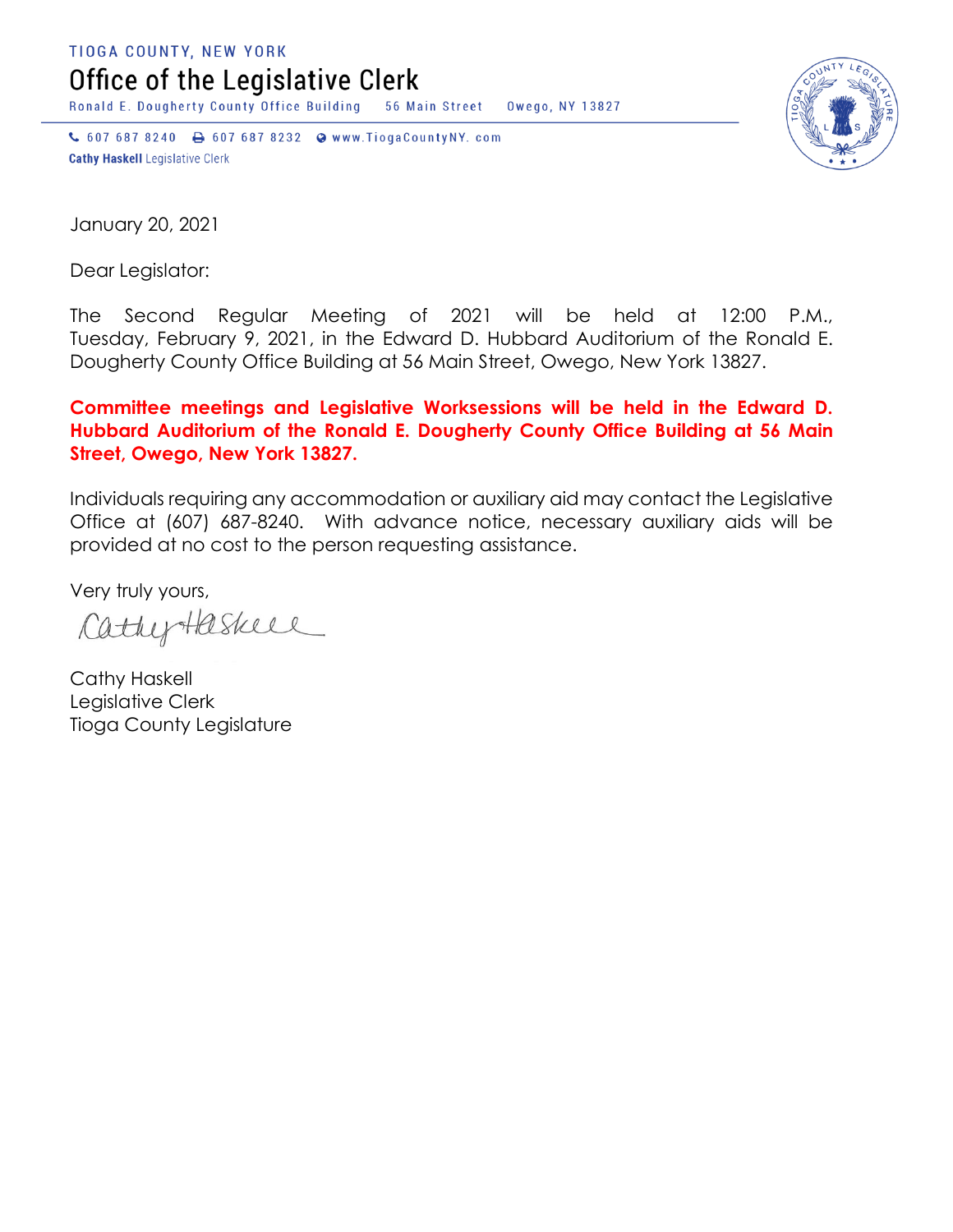TIOGA COUNTY, NEW YORK

# Office of the Legislative Clerk

Ronald E. Dougherty County Office Building 56 Main Street Owego, NY 13827

607 687 8240 607 687 8232 www.TiogaCountyNY. com

**Cathy Haskell** Legislative Clerk

January 20, 2021

Dear Legislator:

The Second Regular Meeting of 2021 will be held at 12:00 P.M., Tuesday, February 9, 2021, in the Edward D. Hubbard Auditorium of the Ronald E. Dougherty County Office Building at 56 Main Street, Owego, New York 13827.

**Committee meetings and Legislative Worksessions will be held in the Edward D. Hubbard Auditorium of the Ronald E. Dougherty County Office Building at 56 Main Street, Owego, New York 13827.**

Individuals requiring any accommodation or auxiliary aid may contact the Legislative Office at (607) 687-8240. With advance notice, necessary auxiliary aids will be provided at no cost to the person requesting assistance.

Very truly yours,

Cathy Haskell

Cathy Haskell
Legislative Clerk
Tioga County Legislature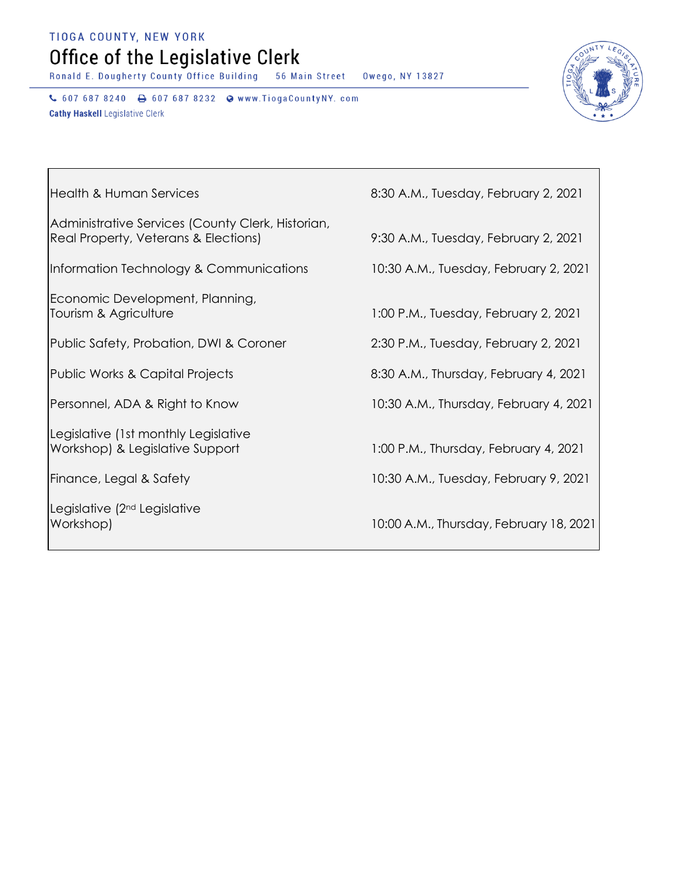TIOGA COUNTY, NEW YORK

# Office of the Legislative Clerk

Ronald E. Dougherty County Office Building    56 Main Street    Owego, NY 13827

607 687 8240    607 687 8232    www.TiogaCountyNY. com

**Cathy Haskell** Legislative Clerk

| | |
|---|---|
| Health & Human Services | 8:30 A.M., Tuesday, February 2, 2021 |
| Administrative Services (County Clerk, Historian, Real Property, Veterans & Elections) | 9:30 A.M., Tuesday, February 2, 2021 |
| Information Technology & Communications | 10:30 A.M., Tuesday, February 2, 2021 |
| Economic Development, Planning, Tourism & Agriculture | 1:00 P.M., Tuesday, February 2, 2021 |
| Public Safety, Probation, DWI & Coroner | 2:30 P.M., Tuesday, February 2, 2021 |
| Public Works & Capital Projects | 8:30 A.M., Thursday, February 4, 2021 |
| Personnel, ADA & Right to Know | 10:30 A.M., Thursday, February 4, 2021 |
| Legislative (1st monthly Legislative Workshop) & Legislative Support | 1:00 P.M., Thursday, February 4, 2021 |
| Finance, Legal & Safety | 10:30 A.M., Tuesday, February 9, 2021 |
| Legislative (2nd Legislative Workshop) | 10:00 A.M., Thursday, February 18, 2021 |